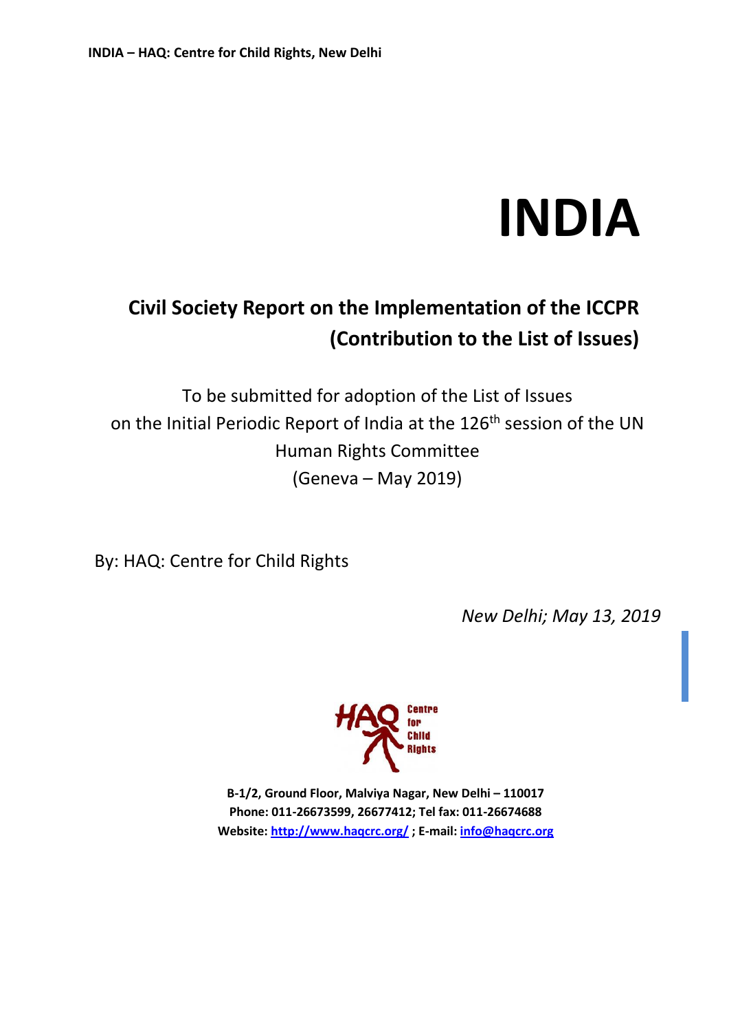# INDIA

## Civil Society Report on the Implementation of the ICCPR (Contribution to the List of Issues)

To be submitted for adoption of the List of Issues on the Initial Periodic Report of India at the 126th session of the UN Human Rights Committee (Geneva – May 2019)

By: HAQ: Centre for Child Rights

*New Delhi; May 13, 2019*

**B-1/2, Ground Floor, Malviya Nagar, New Delhi – 110017**
**Phone: 011-26673599, 26677412; Tel fax: 011-26674688**
**Website: [http://www.haqcrc.org/](http://www.haqcrc.org/) ; E-mail: [info@haqcrc.org](mailto:info@haqcrc.org)**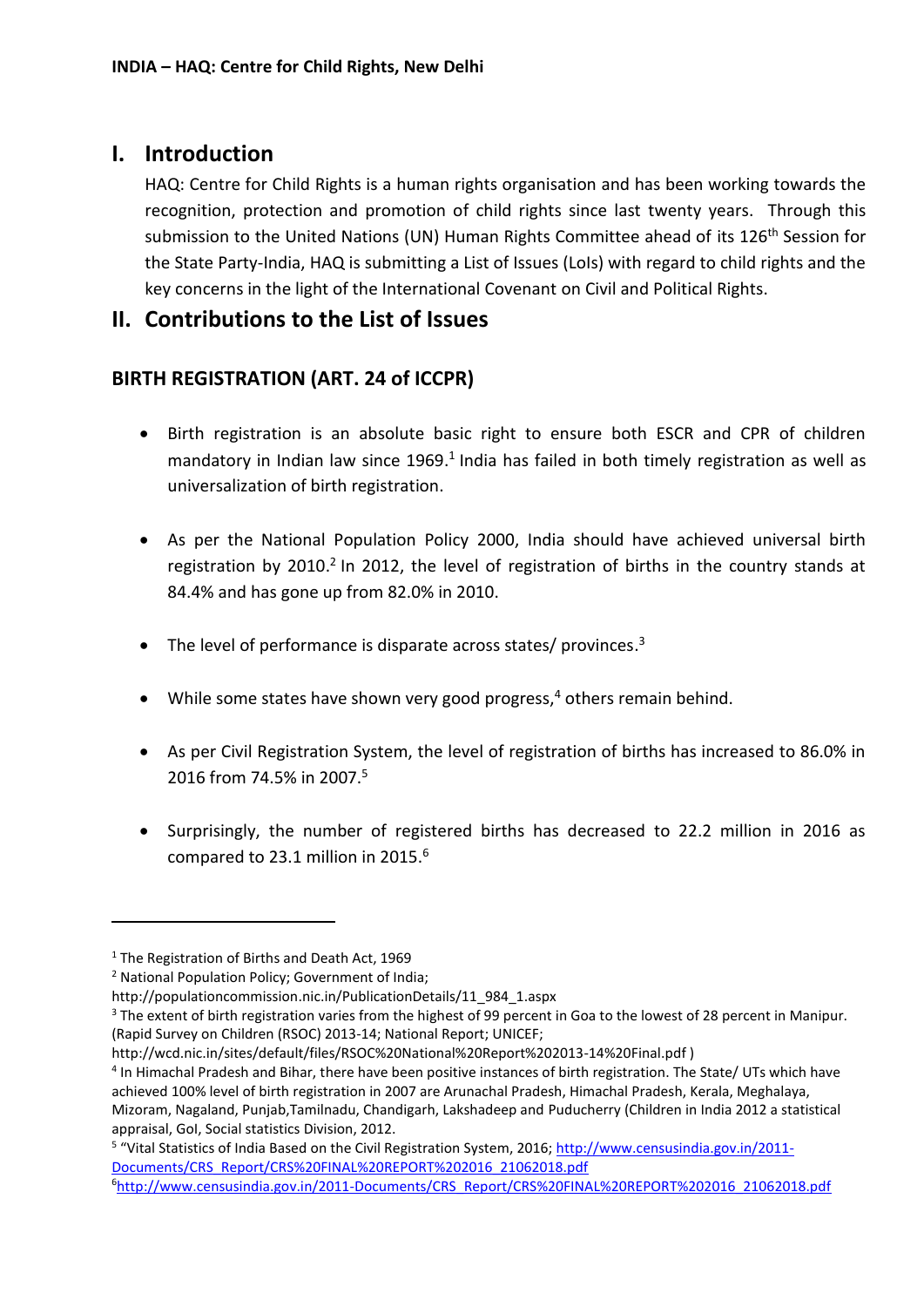# I. Introduction

HAQ: Centre for Child Rights is a human rights organisation and has been working towards the recognition, protection and promotion of child rights since last twenty years. Through this submission to the United Nations (UN) Human Rights Committee ahead of its 126th Session for the State Party-India, HAQ is submitting a List of Issues (LoIs) with regard to child rights and the key concerns in the light of the International Covenant on Civil and Political Rights.

# II. Contributions to the List of Issues

## BIRTH REGISTRATION (ART. 24 of ICCPR)

- Birth registration is an absolute basic right to ensure both ESCR and CPR of children mandatory in Indian law since 1969.[1] India has failed in both timely registration as well as universalization of birth registration.
- As per the National Population Policy 2000, India should have achieved universal birth registration by 2010.[2] In 2012, the level of registration of births in the country stands at 84.4% and has gone up from 82.0% in 2010.
- The level of performance is disparate across states/ provinces.[3]
- While some states have shown very good progress,[4] others remain behind.
- As per Civil Registration System, the level of registration of births has increased to 86.0% in 2016 from 74.5% in 2007.[5]
- Surprisingly, the number of registered births has decreased to 22.2 million in 2016 as compared to 23.1 million in 2015.[6]

---

[1] The Registration of Births and Death Act, 1969

[2] National Population Policy; Government of India; http://populationcommission.nic.in/PublicationDetails/11_984_1.aspx

[3] The extent of birth registration varies from the highest of 99 percent in Goa to the lowest of 28 percent in Manipur. (Rapid Survey on Children (RSOC) 2013-14; National Report; UNICEF; http://wcd.nic.in/sites/default/files/RSOC%20National%20Report%202013-14%20Final.pdf )

[4] In Himachal Pradesh and Bihar, there have been positive instances of birth registration. The State/ UTs which have achieved 100% level of birth registration in 2007 are Arunachal Pradesh, Himachal Pradesh, Kerala, Meghalaya, Mizoram, Nagaland, Punjab,Tamilnadu, Chandigarh, Lakshadeep and Puducherry (Children in India 2012 a statistical appraisal, GoI, Social statistics Division, 2012.

[5] "Vital Statistics of India Based on the Civil Registration System, 2016; http://www.censusindia.gov.in/2011-Documents/CRS_Report/CRS%20FINAL%20REPORT%202016_21062018.pdf

[6] http://www.censusindia.gov.in/2011-Documents/CRS_Report/CRS%20FINAL%20REPORT%202016_21062018.pdf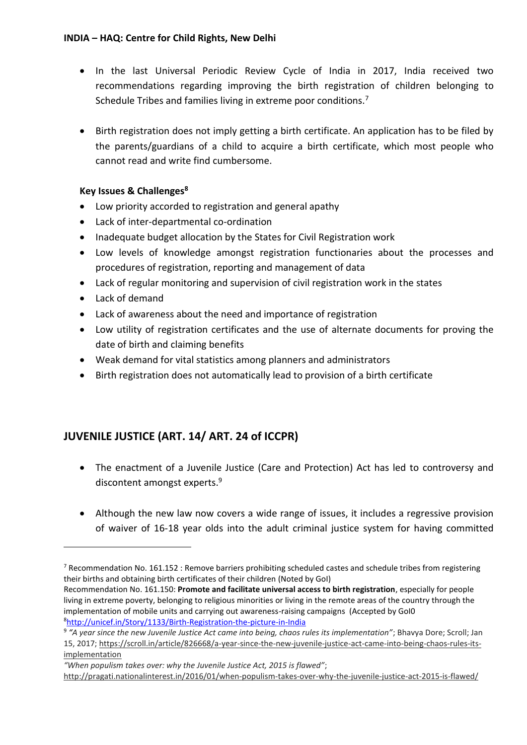- In the last Universal Periodic Review Cycle of India in 2017, India received two recommendations regarding improving the birth registration of children belonging to Schedule Tribes and families living in extreme poor conditions.[7]

- Birth registration does not imply getting a birth certificate. An application has to be filed by the parents/guardians of a child to acquire a birth certificate, which most people who cannot read and write find cumbersome.

**Key Issues & Challenges[8]**

- Low priority accorded to registration and general apathy
- Lack of inter-departmental co-ordination
- Inadequate budget allocation by the States for Civil Registration work
- Low levels of knowledge amongst registration functionaries about the processes and procedures of registration, reporting and management of data
- Lack of regular monitoring and supervision of civil registration work in the states
- Lack of demand
- Lack of awareness about the need and importance of registration
- Low utility of registration certificates and the use of alternate documents for proving the date of birth and claiming benefits
- Weak demand for vital statistics among planners and administrators
- Birth registration does not automatically lead to provision of a birth certificate

## JUVENILE JUSTICE (ART. 14/ ART. 24 of ICCPR)

- The enactment of a Juvenile Justice (Care and Protection) Act has led to controversy and discontent amongst experts.[9]

- Although the new law now covers a wide range of issues, it includes a regressive provision of waiver of 16-18 year olds into the adult criminal justice system for having committed

---

[7] Recommendation No. 161.152 : Remove barriers prohibiting scheduled castes and schedule tribes from registering their births and obtaining birth certificates of their children (Noted by GoI)
Recommendation No. 161.150: **Promote and facilitate universal access to birth registration**, especially for people living in extreme poverty, belonging to religious minorities or living in the remote areas of the country through the implementation of mobile units and carrying out awareness-raising campaigns (Accepted by GoI0

[8] http://unicef.in/Story/1133/Birth-Registration-the-picture-in-India

[9] *"A year since the new Juvenile Justice Act came into being, chaos rules its implementation"*; Bhavya Dore; Scroll; Jan 15, 2017; https://scroll.in/article/826668/a-year-since-the-new-juvenile-justice-act-came-into-being-chaos-rules-its-implementation
*"When populism takes over: why the Juvenile Justice Act, 2015 is flawed"*;
http://pragati.nationalinterest.in/2016/01/when-populism-takes-over-why-the-juvenile-justice-act-2015-is-flawed/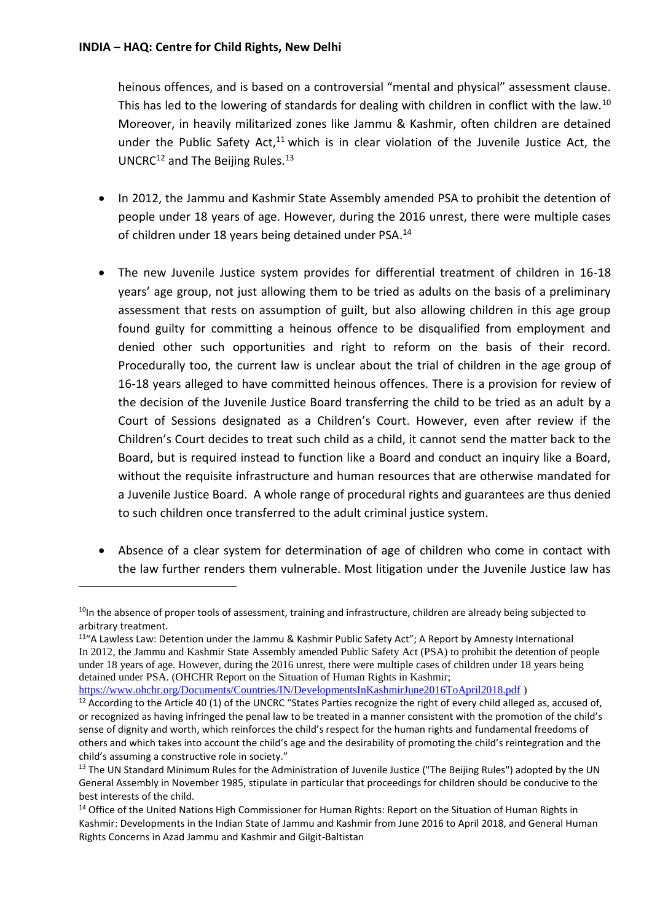heinous offences, and is based on a controversial "mental and physical" assessment clause. This has led to the lowering of standards for dealing with children in conflict with the law.[10] Moreover, in heavily militarized zones like Jammu & Kashmir, often children are detained under the Public Safety Act,[11] which is in clear violation of the Juvenile Justice Act, the UNCRC[12] and The Beijing Rules.[13]

- In 2012, the Jammu and Kashmir State Assembly amended PSA to prohibit the detention of people under 18 years of age. However, during the 2016 unrest, there were multiple cases of children under 18 years being detained under PSA.[14]

- The new Juvenile Justice system provides for differential treatment of children in 16-18 years' age group, not just allowing them to be tried as adults on the basis of a preliminary assessment that rests on assumption of guilt, but also allowing children in this age group found guilty for committing a heinous offence to be disqualified from employment and denied other such opportunities and right to reform on the basis of their record. Procedurally too, the current law is unclear about the trial of children in the age group of 16-18 years alleged to have committed heinous offences. There is a provision for review of the decision of the Juvenile Justice Board transferring the child to be tried as an adult by a Court of Sessions designated as a Children's Court. However, even after review if the Children's Court decides to treat such child as a child, it cannot send the matter back to the Board, but is required instead to function like a Board and conduct an inquiry like a Board, without the requisite infrastructure and human resources that are otherwise mandated for a Juvenile Justice Board. A whole range of procedural rights and guarantees are thus denied to such children once transferred to the adult criminal justice system.

- Absence of a clear system for determination of age of children who come in contact with the law further renders them vulnerable. Most litigation under the Juvenile Justice law has

---

[10] In the absence of proper tools of assessment, training and infrastructure, children are already being subjected to arbitrary treatment.

[11] "A Lawless Law: Detention under the Jammu & Kashmir Public Safety Act"; A Report by Amnesty International In 2012, the Jammu and Kashmir State Assembly amended Public Safety Act (PSA) to prohibit the detention of people under 18 years of age. However, during the 2016 unrest, there were multiple cases of children under 18 years being detained under PSA. (OHCHR Report on the Situation of Human Rights in Kashmir; https://www.ohchr.org/Documents/Countries/IN/DevelopmentsInKashmirJune2016ToApril2018.pdf )

[12] According to the Article 40 (1) of the UNCRC "States Parties recognize the right of every child alleged as, accused of, or recognized as having infringed the penal law to be treated in a manner consistent with the promotion of the child's sense of dignity and worth, which reinforces the child's respect for the human rights and fundamental freedoms of others and which takes into account the child's age and the desirability of promoting the child's reintegration and the child's assuming a constructive role in society."

[13] The UN Standard Minimum Rules for the Administration of Juvenile Justice ("The Beijing Rules") adopted by the UN General Assembly in November 1985, stipulate in particular that proceedings for children should be conducive to the best interests of the child.

[14] Office of the United Nations High Commissioner for Human Rights: Report on the Situation of Human Rights in Kashmir: Developments in the Indian State of Jammu and Kashmir from June 2016 to April 2018, and General Human Rights Concerns in Azad Jammu and Kashmir and Gilgit-Baltistan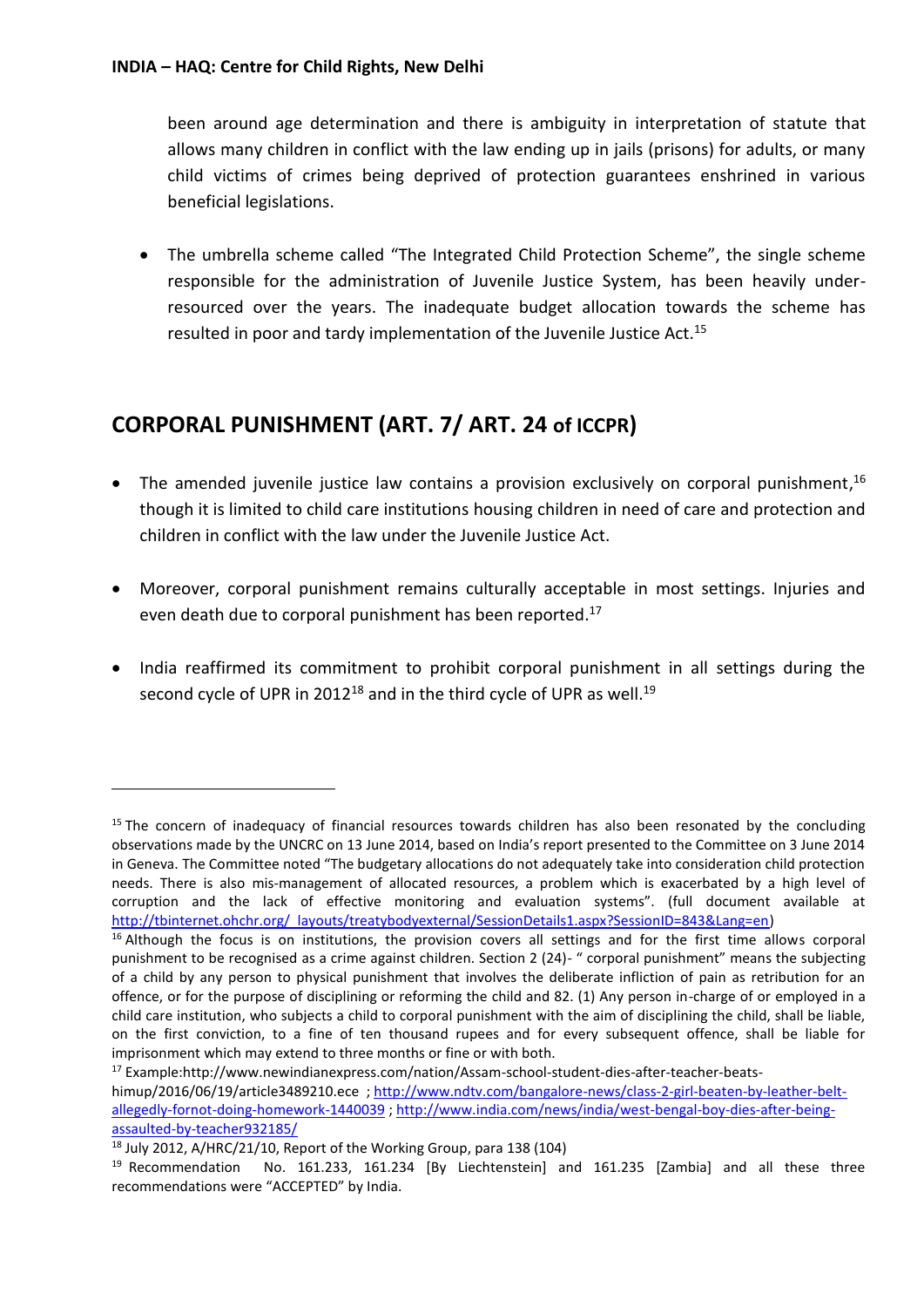been around age determination and there is ambiguity in interpretation of statute that allows many children in conflict with the law ending up in jails (prisons) for adults, or many child victims of crimes being deprived of protection guarantees enshrined in various beneficial legislations.

- The umbrella scheme called "The Integrated Child Protection Scheme", the single scheme responsible for the administration of Juvenile Justice System, has been heavily under-resourced over the years. The inadequate budget allocation towards the scheme has resulted in poor and tardy implementation of the Juvenile Justice Act.[15]

## CORPORAL PUNISHMENT (ART. 7/ ART. 24 of ICCPR)

- The amended juvenile justice law contains a provision exclusively on corporal punishment,[16] though it is limited to child care institutions housing children in need of care and protection and children in conflict with the law under the Juvenile Justice Act.
- Moreover, corporal punishment remains culturally acceptable in most settings. Injuries and even death due to corporal punishment has been reported.[17]
- India reaffirmed its commitment to prohibit corporal punishment in all settings during the second cycle of UPR in 2012[18] and in the third cycle of UPR as well.[19]

---

[15] The concern of inadequacy of financial resources towards children has also been resonated by the concluding observations made by the UNCRC on 13 June 2014, based on India's report presented to the Committee on 3 June 2014 in Geneva. The Committee noted "The budgetary allocations do not adequately take into consideration child protection needs. There is also mis-management of allocated resources, a problem which is exacerbated by a high level of corruption and the lack of effective monitoring and evaluation systems". (full document available at http://tbinternet.ohchr.org/_layouts/treatybodyexternal/SessionDetails1.aspx?SessionID=843&Lang=en)

[16] Although the focus is on institutions, the provision covers all settings and for the first time allows corporal punishment to be recognised as a crime against children. Section 2 (24)- " corporal punishment" means the subjecting of a child by any person to physical punishment that involves the deliberate infliction of pain as retribution for an offence, or for the purpose of disciplining or reforming the child and 82. (1) Any person in-charge of or employed in a child care institution, who subjects a child to corporal punishment with the aim of disciplining the child, shall be liable, on the first conviction, to a fine of ten thousand rupees and for every subsequent offence, shall be liable for imprisonment which may extend to three months or fine or with both.

[17] Example:http://www.newindianexpress.com/nation/Assam-school-student-dies-after-teacher-beats-himup/2016/06/19/article3489210.ece ; http://www.ndtv.com/bangalore-news/class-2-girl-beaten-by-leather-belt-allegedly-fornot-doing-homework-1440039 ; http://www.india.com/news/india/west-bengal-boy-dies-after-being-assaulted-by-teacher932185/

[18] July 2012, A/HRC/21/10, Report of the Working Group, para 138 (104)

[19] Recommendation No. 161.233, 161.234 [By Liechtenstein] and 161.235 [Zambia] and all these three recommendations were "ACCEPTED" by India.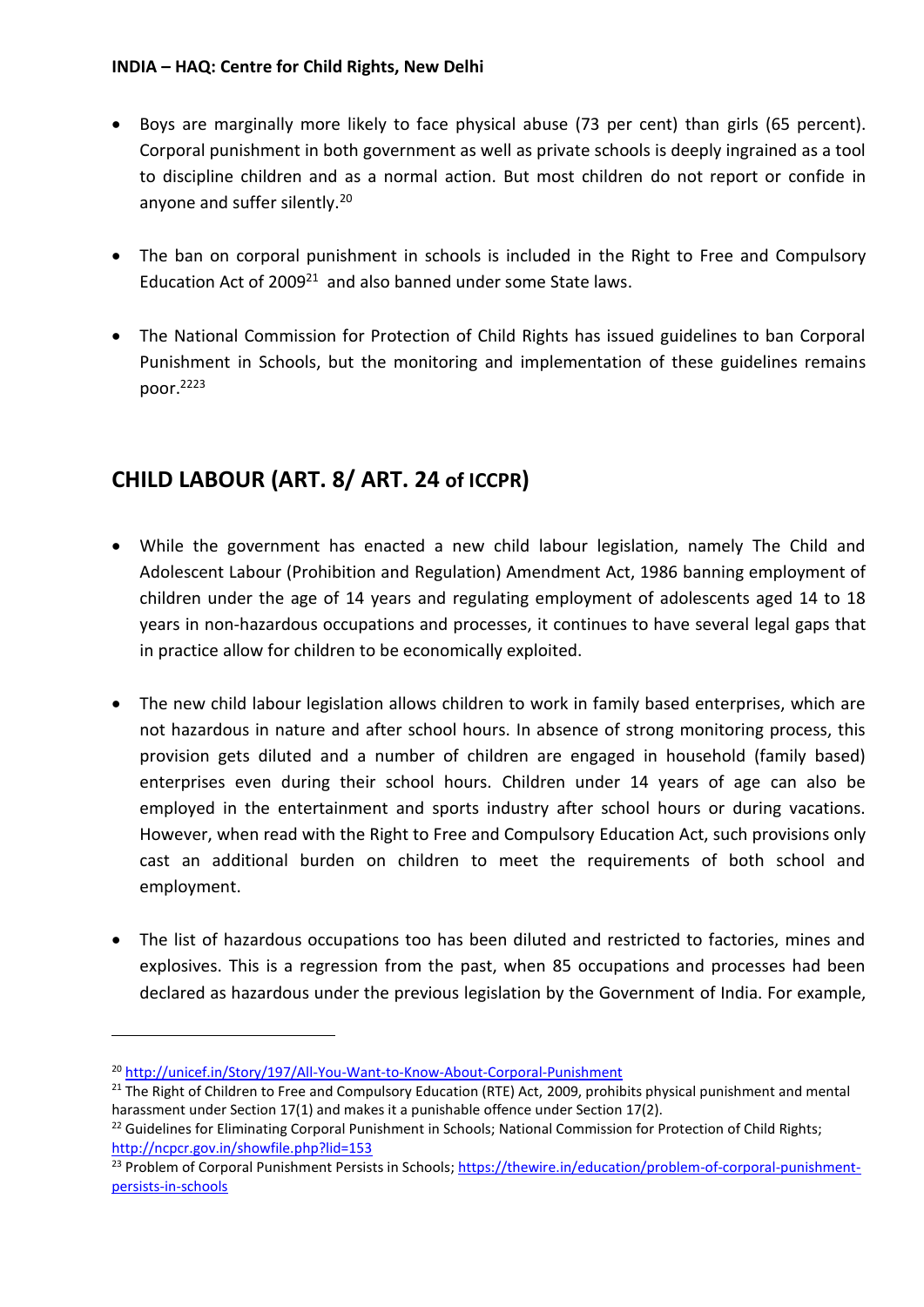- Boys are marginally more likely to face physical abuse (73 per cent) than girls (65 percent). Corporal punishment in both government as well as private schools is deeply ingrained as a tool to discipline children and as a normal action. But most children do not report or confide in anyone and suffer silently.[20]

- The ban on corporal punishment in schools is included in the Right to Free and Compulsory Education Act of 2009[21] and also banned under some State laws.

- The National Commission for Protection of Child Rights has issued guidelines to ban Corporal Punishment in Schools, but the monitoring and implementation of these guidelines remains poor.[22][23]

## CHILD LABOUR (ART. 8/ ART. 24 of ICCPR)

- While the government has enacted a new child labour legislation, namely The Child and Adolescent Labour (Prohibition and Regulation) Amendment Act, 1986 banning employment of children under the age of 14 years and regulating employment of adolescents aged 14 to 18 years in non-hazardous occupations and processes, it continues to have several legal gaps that in practice allow for children to be economically exploited.

- The new child labour legislation allows children to work in family based enterprises, which are not hazardous in nature and after school hours. In absence of strong monitoring process, this provision gets diluted and a number of children are engaged in household (family based) enterprises even during their school hours. Children under 14 years of age can also be employed in the entertainment and sports industry after school hours or during vacations. However, when read with the Right to Free and Compulsory Education Act, such provisions only cast an additional burden on children to meet the requirements of both school and employment.

- The list of hazardous occupations too has been diluted and restricted to factories, mines and explosives. This is a regression from the past, when 85 occupations and processes had been declared as hazardous under the previous legislation by the Government of India. For example,

---

[20] http://unicef.in/Story/197/All-You-Want-to-Know-About-Corporal-Punishment

[21] The Right of Children to Free and Compulsory Education (RTE) Act, 2009, prohibits physical punishment and mental harassment under Section 17(1) and makes it a punishable offence under Section 17(2).

[22] Guidelines for Eliminating Corporal Punishment in Schools; National Commission for Protection of Child Rights; http://ncpcr.gov.in/showfile.php?lid=153

[23] Problem of Corporal Punishment Persists in Schools; https://thewire.in/education/problem-of-corporal-punishment-persists-in-schools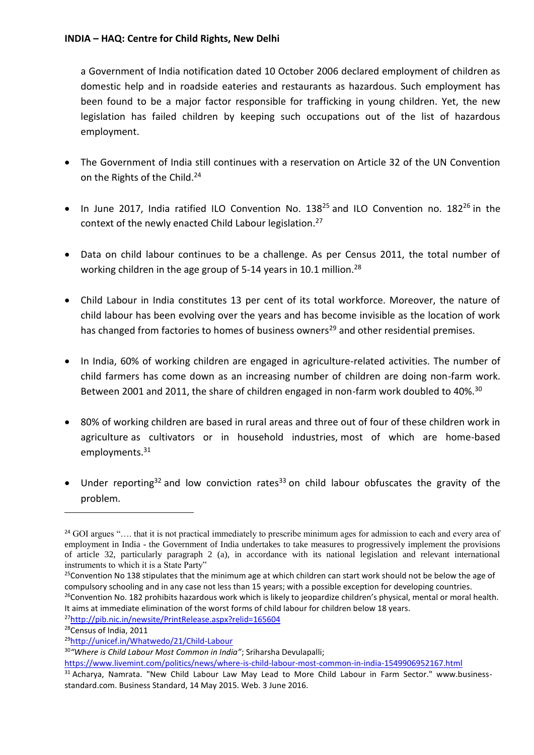a Government of India notification dated 10 October 2006 declared employment of children as domestic help and in roadside eateries and restaurants as hazardous. Such employment has been found to be a major factor responsible for trafficking in young children. Yet, the new legislation has failed children by keeping such occupations out of the list of hazardous employment.

- The Government of India still continues with a reservation on Article 32 of the UN Convention on the Rights of the Child.[24]
- In June 2017, India ratified ILO Convention No. 138[25] and ILO Convention no. 182[26] in the context of the newly enacted Child Labour legislation.[27]
- Data on child labour continues to be a challenge. As per Census 2011, the total number of working children in the age group of 5-14 years in 10.1 million.[28]
- Child Labour in India constitutes 13 per cent of its total workforce. Moreover, the nature of child labour has been evolving over the years and has become invisible as the location of work has changed from factories to homes of business owners[29] and other residential premises.
- In India, 60% of working children are engaged in agriculture-related activities. The number of child farmers has come down as an increasing number of children are doing non-farm work. Between 2001 and 2011, the share of children engaged in non-farm work doubled to 40%.[30]
- 80% of working children are based in rural areas and three out of four of these children work in agriculture as cultivators or in household industries, most of which are home-based employments.[31]
- Under reporting[32] and low conviction rates[33] on child labour obfuscates the gravity of the problem.

---

[24] GOI argues "…. that it is not practical immediately to prescribe minimum ages for admission to each and every area of employment in India - the Government of India undertakes to take measures to progressively implement the provisions of article 32, particularly paragraph 2 (a), in accordance with its national legislation and relevant international instruments to which it is a State Party"

[25] Convention No 138 stipulates that the minimum age at which children can start work should not be below the age of compulsory schooling and in any case not less than 15 years; with a possible exception for developing countries.

[26] Convention No. 182 prohibits hazardous work which is likely to jeopardize children's physical, mental or moral health. It aims at immediate elimination of the worst forms of child labour for children below 18 years.

[27] http://pib.nic.in/newsite/PrintRelease.aspx?relid=165604

[28] Census of India, 2011

[29] http://unicef.in/Whatwedo/21/Child-Labour

[30] *"Where is Child Labour Most Common in India"*; Sriharsha Devulapalli; https://www.livemint.com/politics/news/where-is-child-labour-most-common-in-india-1549906952167.html

[31] Acharya, Namrata. "New Child Labour Law May Lead to More Child Labour in Farm Sector." www.business-standard.com. Business Standard, 14 May 2015. Web. 3 June 2016.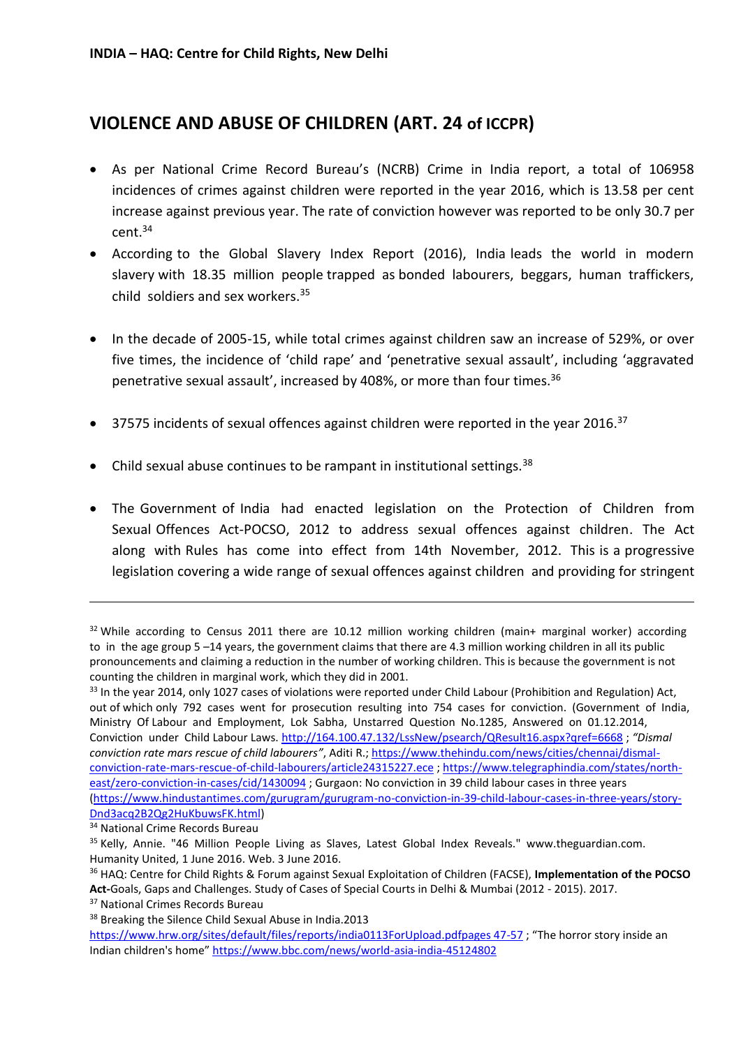## VIOLENCE AND ABUSE OF CHILDREN (ART. 24 of ICCPR)

- As per National Crime Record Bureau's (NCRB) Crime in India report, a total of 106958 incidences of crimes against children were reported in the year 2016, which is 13.58 per cent increase against previous year. The rate of conviction however was reported to be only 30.7 per cent.[34]
- According to the Global Slavery Index Report (2016), India leads the world in modern slavery with 18.35 million people trapped as bonded labourers, beggars, human traffickers, child soldiers and sex workers.[35]
- In the decade of 2005-15, while total crimes against children saw an increase of 529%, or over five times, the incidence of 'child rape' and 'penetrative sexual assault', including 'aggravated penetrative sexual assault', increased by 408%, or more than four times.[36]
- 37575 incidents of sexual offences against children were reported in the year 2016.[37]
- Child sexual abuse continues to be rampant in institutional settings.[38]
- The Government of India had enacted legislation on the Protection of Children from Sexual Offences Act-POCSO, 2012 to address sexual offences against children. The Act along with Rules has come into effect from 14th November, 2012. This is a progressive legislation covering a wide range of sexual offences against children and providing for stringent

---

[32] While according to Census 2011 there are 10.12 million working children (main+ marginal worker) according to in the age group 5 –14 years, the government claims that there are 4.3 million working children in all its public pronouncements and claiming a reduction in the number of working children. This is because the government is not counting the children in marginal work, which they did in 2001.

[33] In the year 2014, only 1027 cases of violations were reported under Child Labour (Prohibition and Regulation) Act, out of which only 792 cases went for prosecution resulting into 754 cases for conviction. (Government of India, Ministry Of Labour and Employment, Lok Sabha, Unstarred Question No.1285, Answered on 01.12.2014, Conviction under Child Labour Laws. http://164.100.47.132/LssNew/psearch/QResult16.aspx?qref=6668 ; *"Dismal conviction rate mars rescue of child labourers"*, Aditi R.; https://www.thehindu.com/news/cities/chennai/dismal-conviction-rate-mars-rescue-of-child-labourers/article24315227.ece ; https://www.telegraphindia.com/states/north-east/zero-conviction-in-cases/cid/1430094 ; Gurgaon: No conviction in 39 child labour cases in three years (https://www.hindustantimes.com/gurugram/gurugram-no-conviction-in-39-child-labour-cases-in-three-years/story-Dnd3acq2B2Qg2HuKbuwsFK.html)

[34] National Crime Records Bureau

[35] Kelly, Annie. "46 Million People Living as Slaves, Latest Global Index Reveals." www.theguardian.com. Humanity United, 1 June 2016. Web. 3 June 2016.

[36] HAQ: Centre for Child Rights & Forum against Sexual Exploitation of Children (FACSE), **Implementation of the POCSO Act**-Goals, Gaps and Challenges. Study of Cases of Special Courts in Delhi & Mumbai (2012 - 2015). 2017.

[37] National Crimes Records Bureau

[38] Breaking the Silence Child Sexual Abuse in India.2013 https://www.hrw.org/sites/default/files/reports/india0113ForUpload.pdfpages 47-57 ; "The horror story inside an Indian children's home" https://www.bbc.com/news/world-asia-india-45124802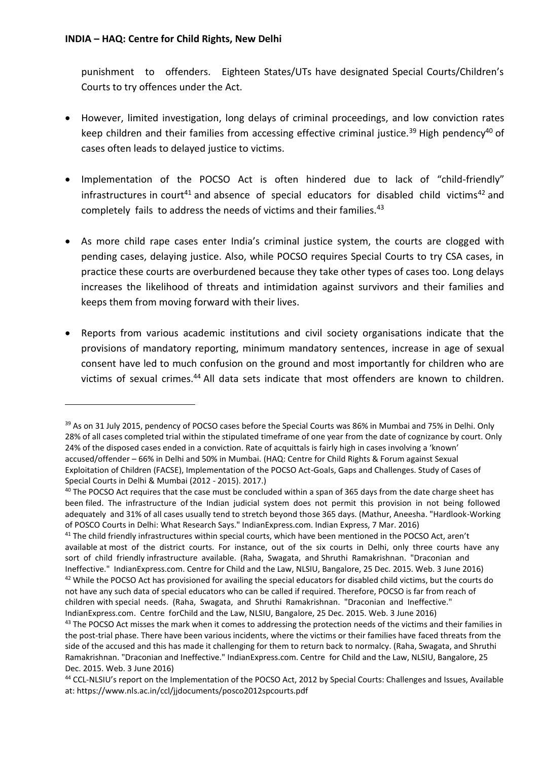punishment to offenders. Eighteen States/UTs have designated Special Courts/Children's Courts to try offences under the Act.

- However, limited investigation, long delays of criminal proceedings, and low conviction rates keep children and their families from accessing effective criminal justice.[39] High pendency[40] of cases often leads to delayed justice to victims.

- Implementation of the POCSO Act is often hindered due to lack of "child-friendly" infrastructures in court[41] and absence of special educators for disabled child victims[42] and completely fails to address the needs of victims and their families.[43]

- As more child rape cases enter India's criminal justice system, the courts are clogged with pending cases, delaying justice. Also, while POCSO requires Special Courts to try CSA cases, in practice these courts are overburdened because they take other types of cases too. Long delays increases the likelihood of threats and intimidation against survivors and their families and keeps them from moving forward with their lives.

- Reports from various academic institutions and civil society organisations indicate that the provisions of mandatory reporting, minimum mandatory sentences, increase in age of sexual consent have led to much confusion on the ground and most importantly for children who are victims of sexual crimes.[44] All data sets indicate that most offenders are known to children.

---

[39] As on 31 July 2015, pendency of POCSO cases before the Special Courts was 86% in Mumbai and 75% in Delhi. Only 28% of all cases completed trial within the stipulated timeframe of one year from the date of cognizance by court. Only 24% of the disposed cases ended in a conviction. Rate of acquittals is fairly high in cases involving a 'known' accused/offender – 66% in Delhi and 50% in Mumbai. (HAQ: Centre for Child Rights & Forum against Sexual Exploitation of Children (FACSE), Implementation of the POCSO Act-Goals, Gaps and Challenges. Study of Cases of Special Courts in Delhi & Mumbai (2012 - 2015). 2017.)

[40] The POCSO Act requires that the case must be concluded within a span of 365 days from the date charge sheet has been filed. The infrastructure of the Indian judicial system does not permit this provision in not being followed adequately and 31% of all cases usually tend to stretch beyond those 365 days. (Mathur, Aneesha. "Hardlook-Working of POSCO Courts in Delhi: What Research Says." IndianExpress.com. Indian Express, 7 Mar. 2016)

[41] The child friendly infrastructures within special courts, which have been mentioned in the POCSO Act, aren't available at most of the district courts. For instance, out of the six courts in Delhi, only three courts have any sort of child friendly infrastructure available. (Raha, Swagata, and Shruthi Ramakrishnan. "Draconian and Ineffective." IndianExpress.com. Centre for Child and the Law, NLSIU, Bangalore, 25 Dec. 2015. Web. 3 June 2016)

[42] While the POCSO Act has provisioned for availing the special educators for disabled child victims, but the courts do not have any such data of special educators who can be called if required. Therefore, POCSO is far from reach of children with special needs. (Raha, Swagata, and Shruthi Ramakrishnan. "Draconian and Ineffective." IndianExpress.com. Centre forChild and the Law, NLSIU, Bangalore, 25 Dec. 2015. Web. 3 June 2016)

[43] The POCSO Act misses the mark when it comes to addressing the protection needs of the victims and their families in the post-trial phase. There have been various incidents, where the victims or their families have faced threats from the side of the accused and this has made it challenging for them to return back to normalcy. (Raha, Swagata, and Shruthi Ramakrishnan. "Draconian and Ineffective." IndianExpress.com. Centre for Child and the Law, NLSIU, Bangalore, 25 Dec. 2015. Web. 3 June 2016)

[44] CCL-NLSIU's report on the Implementation of the POCSO Act, 2012 by Special Courts: Challenges and Issues, Available at: https://www.nls.ac.in/ccl/jjdocuments/posco2012spcourts.pdf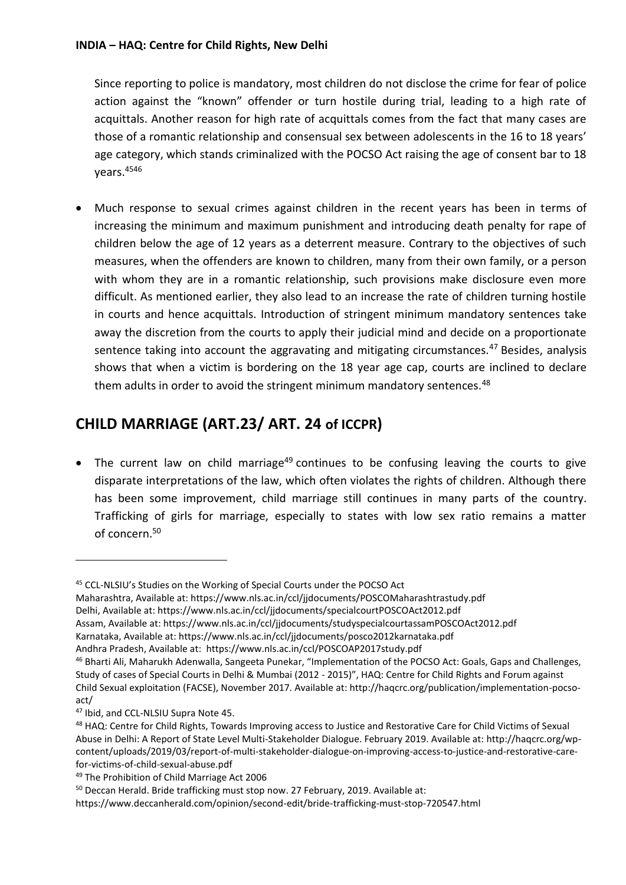Since reporting to police is mandatory, most children do not disclose the crime for fear of police action against the "known" offender or turn hostile during trial, leading to a high rate of acquittals. Another reason for high rate of acquittals comes from the fact that many cases are those of a romantic relationship and consensual sex between adolescents in the 16 to 18 years' age category, which stands criminalized with the POCSO Act raising the age of consent bar to 18 years.[45][46]

- Much response to sexual crimes against children in the recent years has been in terms of increasing the minimum and maximum punishment and introducing death penalty for rape of children below the age of 12 years as a deterrent measure. Contrary to the objectives of such measures, when the offenders are known to children, many from their own family, or a person with whom they are in a romantic relationship, such provisions make disclosure even more difficult. As mentioned earlier, they also lead to an increase the rate of children turning hostile in courts and hence acquittals. Introduction of stringent minimum mandatory sentences take away the discretion from the courts to apply their judicial mind and decide on a proportionate sentence taking into account the aggravating and mitigating circumstances.[47] Besides, analysis shows that when a victim is bordering on the 18 year age cap, courts are inclined to declare them adults in order to avoid the stringent minimum mandatory sentences.[48]

## CHILD MARRIAGE (ART.23/ ART. 24 of ICCPR)

- The current law on child marriage[49] continues to be confusing leaving the courts to give disparate interpretations of the law, which often violates the rights of children. Although there has been some improvement, child marriage still continues in many parts of the country. Trafficking of girls for marriage, especially to states with low sex ratio remains a matter of concern.[50]

---

[45] CCL-NLSIU's Studies on the Working of Special Courts under the POCSO Act
Maharashtra, Available at: https://www.nls.ac.in/ccl/jjdocuments/POSCOMaharashtrastudy.pdf
Delhi, Available at: https://www.nls.ac.in/ccl/jjdocuments/specialcourtPOSCOAct2012.pdf
Assam, Available at: https://www.nls.ac.in/ccl/jjdocuments/studyspecialcourtassamPOSCOAct2012.pdf
Karnataka, Available at: https://www.nls.ac.in/ccl/jjdocuments/posco2012karnataka.pdf
Andhra Pradesh, Available at: https://www.nls.ac.in/ccl/POSCOAP2017study.pdf

[46] Bharti Ali, Maharukh Adenwalla, Sangeeta Punekar, "Implementation of the POCSO Act: Goals, Gaps and Challenges, Study of cases of Special Courts in Delhi & Mumbai (2012 - 2015)", HAQ: Centre for Child Rights and Forum against Child Sexual exploitation (FACSE), November 2017. Available at: http://haqcrc.org/publication/implementation-pocso-act/

[47] Ibid, and CCL-NLSIU Supra Note 45.

[48] HAQ: Centre for Child Rights, Towards Improving access to Justice and Restorative Care for Child Victims of Sexual Abuse in Delhi: A Report of State Level Multi-Stakeholder Dialogue. February 2019. Available at: http://haqcrc.org/wp-content/uploads/2019/03/report-of-multi-stakeholder-dialogue-on-improving-access-to-justice-and-restorative-care-for-victims-of-child-sexual-abuse.pdf

[49] The Prohibition of Child Marriage Act 2006

[50] Deccan Herald. Bride trafficking must stop now. 27 February, 2019. Available at: https://www.deccanherald.com/opinion/second-edit/bride-trafficking-must-stop-720547.html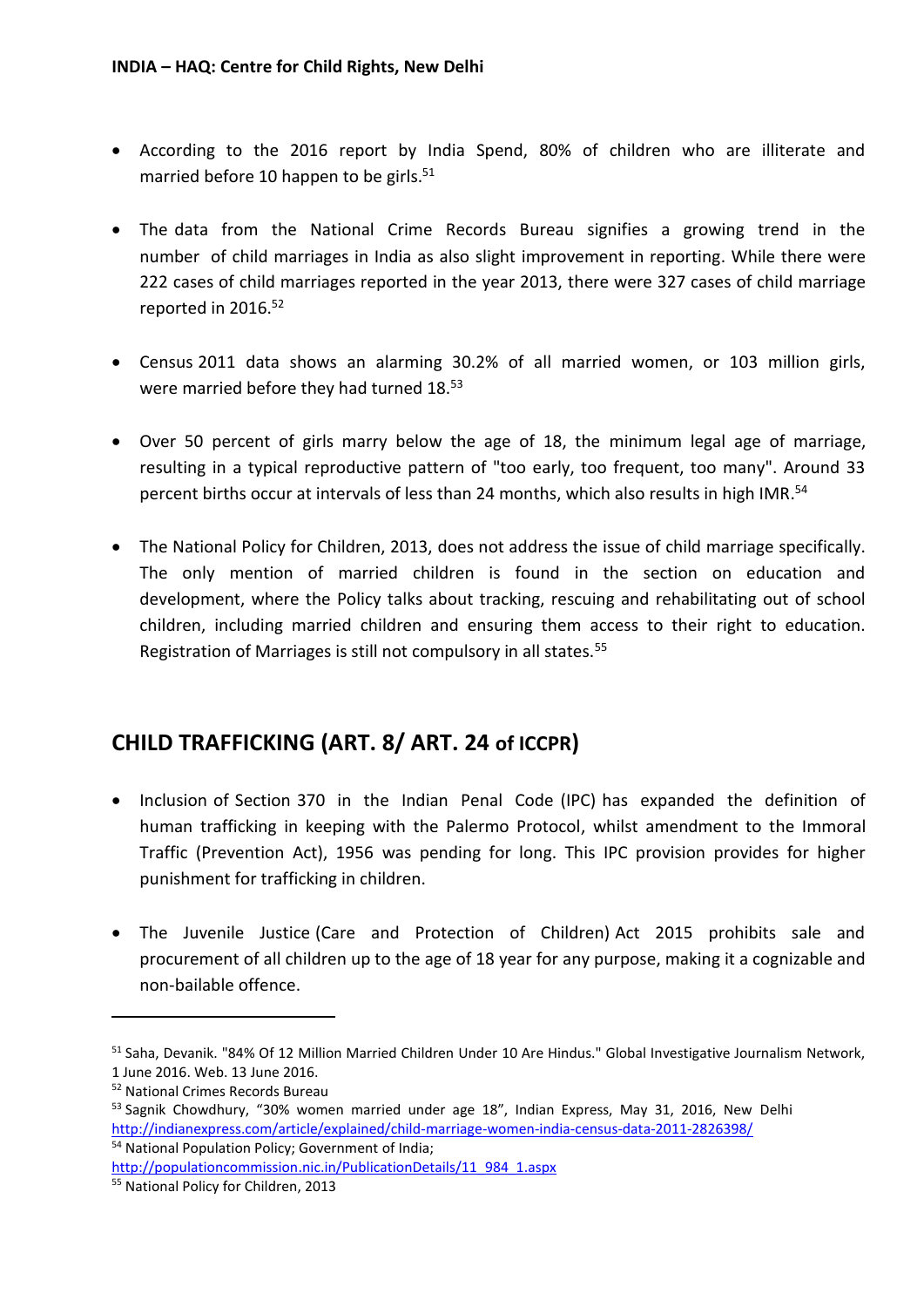- According to the 2016 report by India Spend, 80% of children who are illiterate and married before 10 happen to be girls.[51]

- The data from the National Crime Records Bureau signifies a growing trend in the number of child marriages in India as also slight improvement in reporting. While there were 222 cases of child marriages reported in the year 2013, there were 327 cases of child marriage reported in 2016.[52]

- Census 2011 data shows an alarming 30.2% of all married women, or 103 million girls, were married before they had turned 18.[53]

- Over 50 percent of girls marry below the age of 18, the minimum legal age of marriage, resulting in a typical reproductive pattern of "too early, too frequent, too many". Around 33 percent births occur at intervals of less than 24 months, which also results in high IMR.[54]

- The National Policy for Children, 2013, does not address the issue of child marriage specifically. The only mention of married children is found in the section on education and development, where the Policy talks about tracking, rescuing and rehabilitating out of school children, including married children and ensuring them access to their right to education. Registration of Marriages is still not compulsory in all states.[55]

## CHILD TRAFFICKING (ART. 8/ ART. 24 of ICCPR)

- Inclusion of Section 370 in the Indian Penal Code (IPC) has expanded the definition of human trafficking in keeping with the Palermo Protocol, whilst amendment to the Immoral Traffic (Prevention Act), 1956 was pending for long. This IPC provision provides for higher punishment for trafficking in children.

- The Juvenile Justice (Care and Protection of Children) Act 2015 prohibits sale and procurement of all children up to the age of 18 year for any purpose, making it a cognizable and non-bailable offence.

---

[51] Saha, Devanik. "84% Of 12 Million Married Children Under 10 Are Hindus." Global Investigative Journalism Network, 1 June 2016. Web. 13 June 2016.

[52] National Crimes Records Bureau

[53] Sagnik Chowdhury, "30% women married under age 18", Indian Express, May 31, 2016, New Delhi http://indianexpress.com/article/explained/child-marriage-women-india-census-data-2011-2826398/

[54] National Population Policy; Government of India; http://populationcommission.nic.in/PublicationDetails/11_984_1.aspx

[55] National Policy for Children, 2013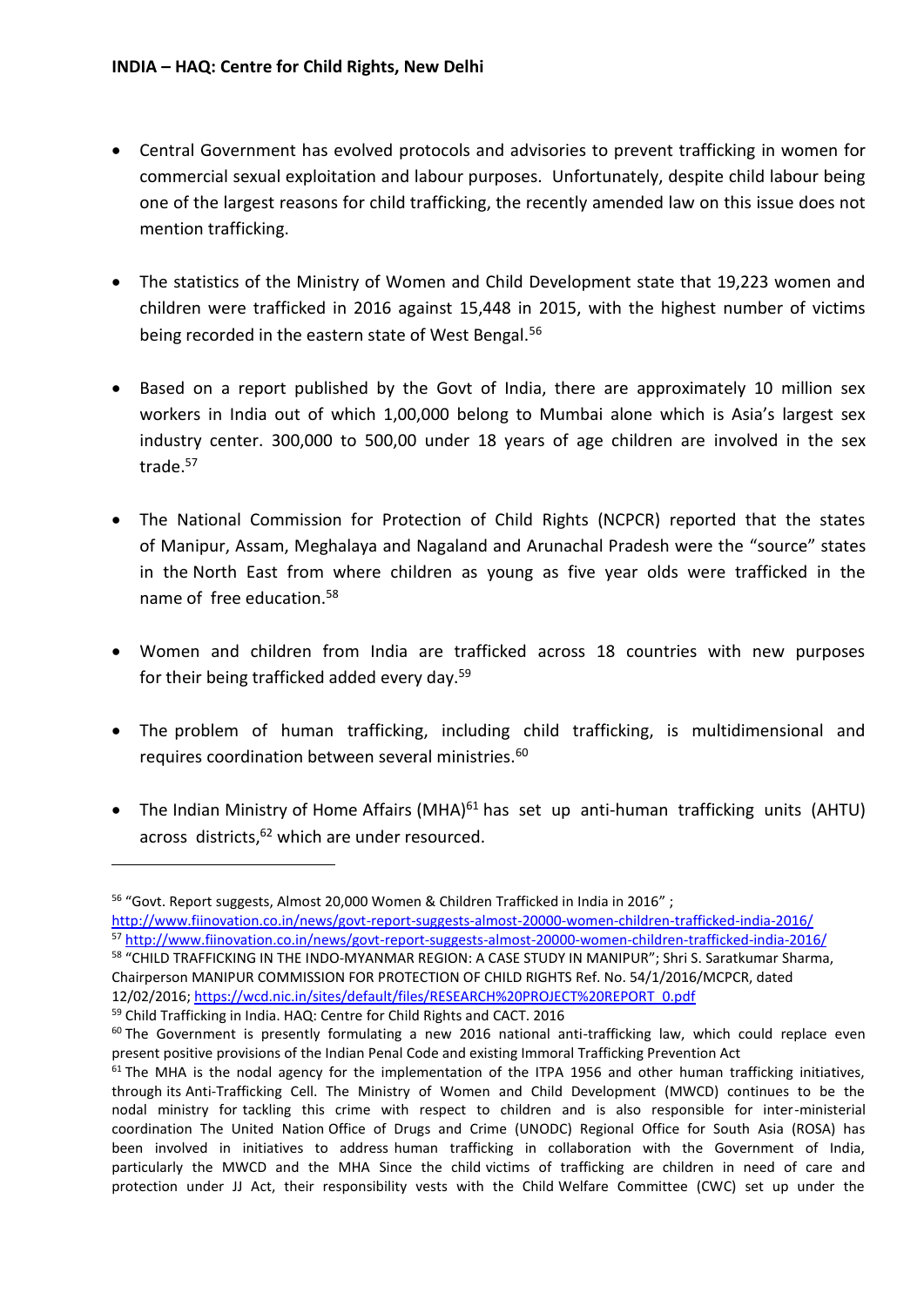**INDIA – HAQ: Centre for Child Rights, New Delhi**

- Central Government has evolved protocols and advisories to prevent trafficking in women for commercial sexual exploitation and labour purposes. Unfortunately, despite child labour being one of the largest reasons for child trafficking, the recently amended law on this issue does not mention trafficking.

- The statistics of the Ministry of Women and Child Development state that 19,223 women and children were trafficked in 2016 against 15,448 in 2015, with the highest number of victims being recorded in the eastern state of West Bengal.[56]

- Based on a report published by the Govt of India, there are approximately 10 million sex workers in India out of which 1,00,000 belong to Mumbai alone which is Asia's largest sex industry center. 300,000 to 500,00 under 18 years of age children are involved in the sex trade.[57]

- The National Commission for Protection of Child Rights (NCPCR) reported that the states of Manipur, Assam, Meghalaya and Nagaland and Arunachal Pradesh were the "source" states in the North East from where children as young as five year olds were trafficked in the name of free education.[58]

- Women and children from India are trafficked across 18 countries with new purposes for their being trafficked added every day.[59]

- The problem of human trafficking, including child trafficking, is multidimensional and requires coordination between several ministries.[60]

- The Indian Ministry of Home Affairs (MHA)[61] has set up anti-human trafficking units (AHTU) across districts,[62] which are under resourced.

---

[56] "Govt. Report suggests, Almost 20,000 Women & Children Trafficked in India in 2016" ; http://www.fiinovation.co.in/news/govt-report-suggests-almost-20000-women-children-trafficked-india-2016/

[57] http://www.fiinovation.co.in/news/govt-report-suggests-almost-20000-women-children-trafficked-india-2016/

[58] "CHILD TRAFFICKING IN THE INDO-MYANMAR REGION: A CASE STUDY IN MANIPUR"; Shri S. Saratkumar Sharma, Chairperson MANIPUR COMMISSION FOR PROTECTION OF CHILD RIGHTS Ref. No. 54/1/2016/MCPCR, dated 12/02/2016; https://wcd.nic.in/sites/default/files/RESEARCH%20PROJECT%20REPORT_0.pdf

[59] Child Trafficking in India. HAQ: Centre for Child Rights and CACT. 2016

[60] The Government is presently formulating a new 2016 national anti-trafficking law, which could replace even present positive provisions of the Indian Penal Code and existing Immoral Trafficking Prevention Act

[61] The MHA is the nodal agency for the implementation of the ITPA 1956 and other human trafficking initiatives, through its Anti-Trafficking Cell. The Ministry of Women and Child Development (MWCD) continues to be the nodal ministry for tackling this crime with respect to children and is also responsible for inter-ministerial coordination The United Nation Office of Drugs and Crime (UNODC) Regional Office for South Asia (ROSA) has been involved in initiatives to address human trafficking in collaboration with the Government of India, particularly the MWCD and the MHA Since the child victims of trafficking are children in need of care and protection under JJ Act, their responsibility vests with the Child Welfare Committee (CWC) set up under the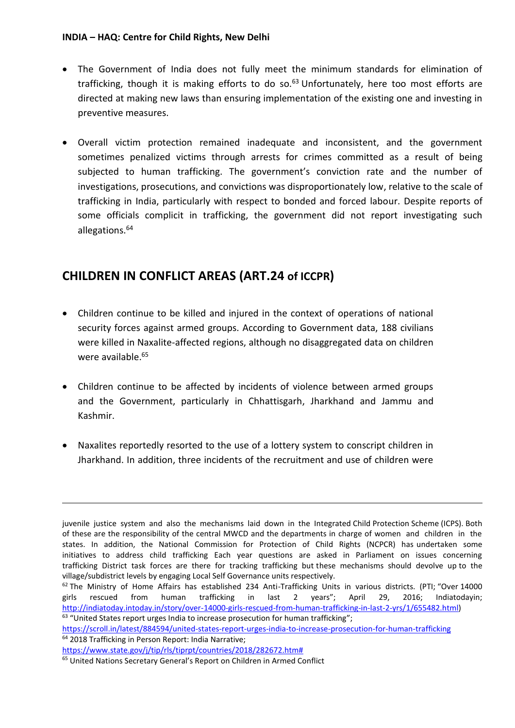- The Government of India does not fully meet the minimum standards for elimination of trafficking, though it is making efforts to do so.[63] Unfortunately, here too most efforts are directed at making new laws than ensuring implementation of the existing one and investing in preventive measures.

- Overall victim protection remained inadequate and inconsistent, and the government sometimes penalized victims through arrests for crimes committed as a result of being subjected to human trafficking. The government's conviction rate and the number of investigations, prosecutions, and convictions was disproportionately low, relative to the scale of trafficking in India, particularly with respect to bonded and forced labour. Despite reports of some officials complicit in trafficking, the government did not report investigating such allegations.[64]

## CHILDREN IN CONFLICT AREAS (ART.24 of ICCPR)

- Children continue to be killed and injured in the context of operations of national security forces against armed groups. According to Government data, 188 civilians were killed in Naxalite-affected regions, although no disaggregated data on children were available.[65]

- Children continue to be affected by incidents of violence between armed groups and the Government, particularly in Chhattisgarh, Jharkhand and Jammu and Kashmir.

- Naxalites reportedly resorted to the use of a lottery system to conscript children in Jharkhand. In addition, three incidents of the recruitment and use of children were

---

juvenile justice system and also the mechanisms laid down in the Integrated Child Protection Scheme (ICPS). Both of these are the responsibility of the central MWCD and the departments in charge of women and children in the states. In addition, the National Commission for Protection of Child Rights (NCPCR) has undertaken some initiatives to address child trafficking Each year questions are asked in Parliament on issues concerning trafficking District task forces are there for tracking trafficking but these mechanisms should devolve up to the village/subdistrict levels by engaging Local Self Governance units respectively.

[62] The Ministry of Home Affairs has established 234 Anti-Trafficking Units in various districts. (PTI; "Over 14000 girls rescued from human trafficking in last 2 years"; April 29, 2016; Indiatodayin; http://indiatoday.intoday.in/story/over-14000-girls-rescued-from-human-trafficking-in-last-2-yrs/1/655482.html)

[63] "United States report urges India to increase prosecution for human trafficking"; https://scroll.in/latest/884594/united-states-report-urges-india-to-increase-prosecution-for-human-trafficking

[64] 2018 Trafficking in Person Report: India Narrative; https://www.state.gov/j/tip/rls/tiprpt/countries/2018/282672.htm#

[65] United Nations Secretary General's Report on Children in Armed Conflict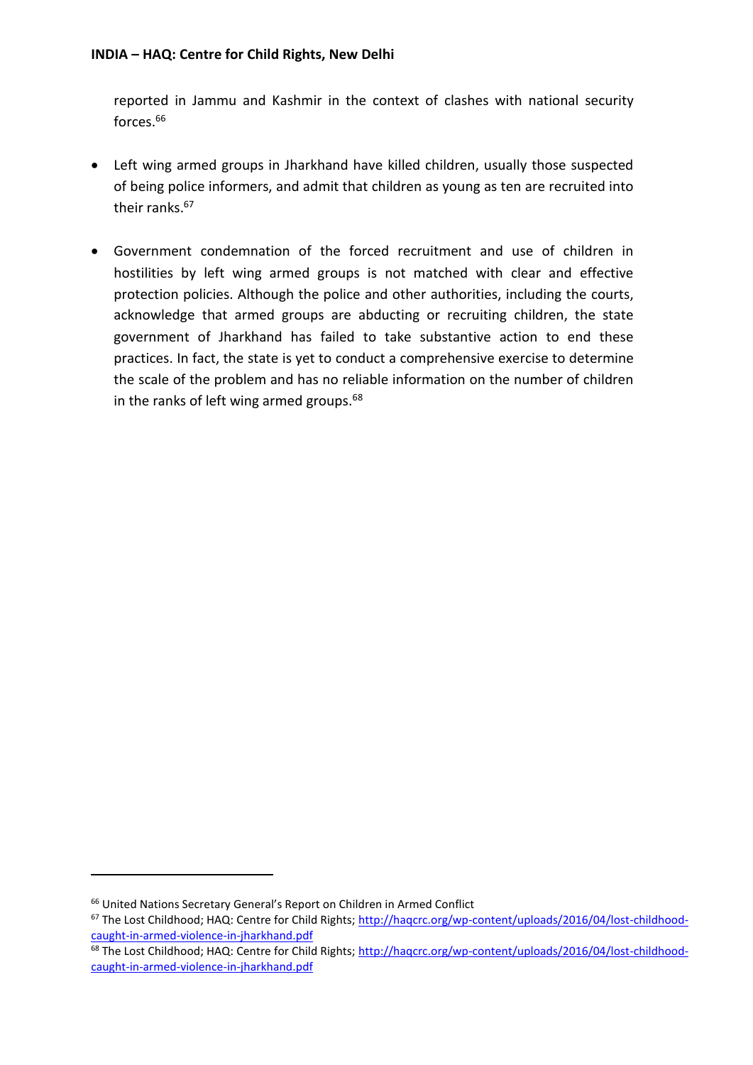reported in Jammu and Kashmir in the context of clashes with national security forces.[66]

- Left wing armed groups in Jharkhand have killed children, usually those suspected of being police informers, and admit that children as young as ten are recruited into their ranks.[67]

- Government condemnation of the forced recruitment and use of children in hostilities by left wing armed groups is not matched with clear and effective protection policies. Although the police and other authorities, including the courts, acknowledge that armed groups are abducting or recruiting children, the state government of Jharkhand has failed to take substantive action to end these practices. In fact, the state is yet to conduct a comprehensive exercise to determine the scale of the problem and has no reliable information on the number of children in the ranks of left wing armed groups.[68]

---

[66] United Nations Secretary General's Report on Children in Armed Conflict

[67] The Lost Childhood; HAQ: Centre for Child Rights; http://haqcrc.org/wp-content/uploads/2016/04/lost-childhood-caught-in-armed-violence-in-jharkhand.pdf

[68] The Lost Childhood; HAQ: Centre for Child Rights; http://haqcrc.org/wp-content/uploads/2016/04/lost-childhood-caught-in-armed-violence-in-jharkhand.pdf